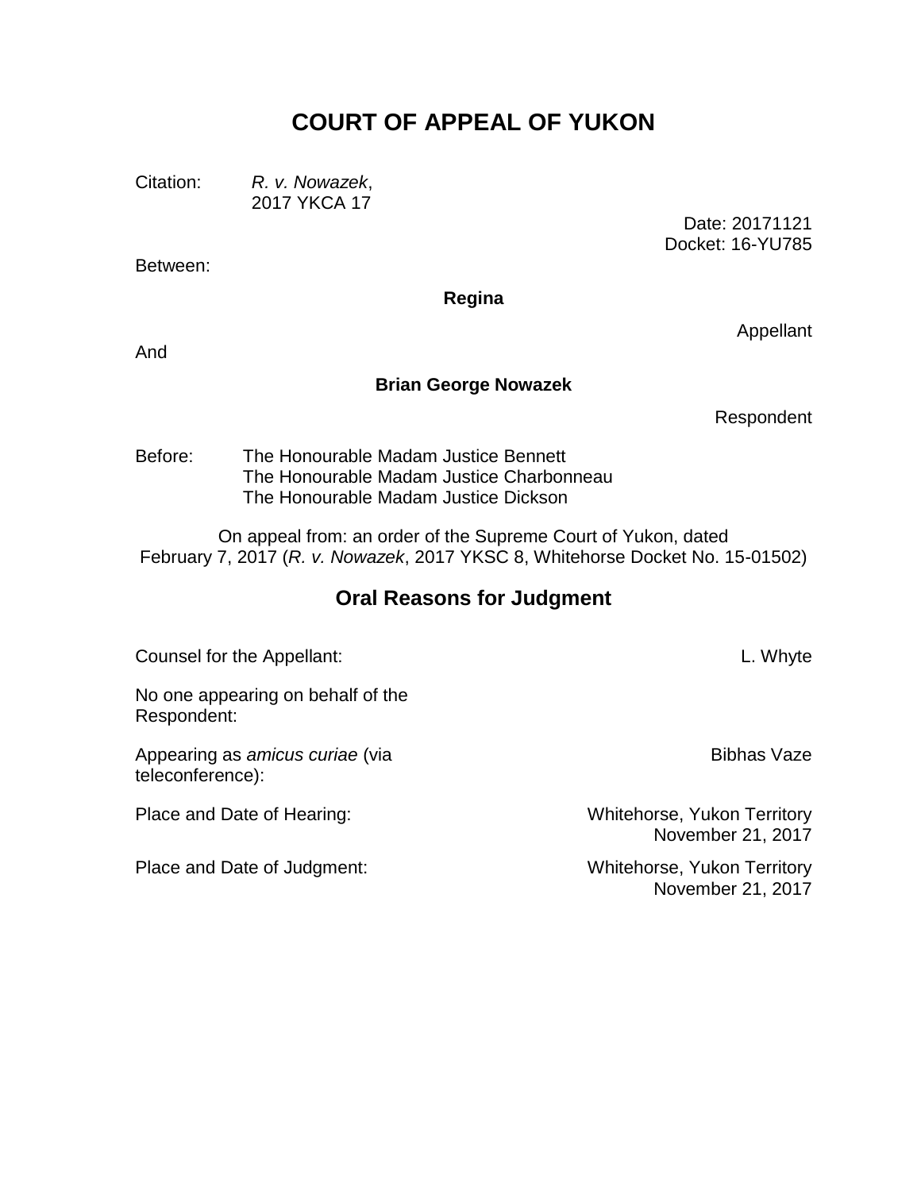# COURT OF APPEAL OF YUKON

Citation: *R. v. Nowazek*,
2017 YKCA 17

Date: 20171121
Docket: 16-YU785

Between:

**Regina**

Appellant

And

**Brian George Nowazek**

Respondent

Before: The Honourable Madam Justice Bennett
The Honourable Madam Justice Charbonneau
The Honourable Madam Justice Dickson

On appeal from: an order of the Supreme Court of Yukon, dated February 7, 2017 (*R. v. Nowazek*, 2017 YKSC 8, Whitehorse Docket No. 15-01502)

## Oral Reasons for Judgment

Counsel for the Appellant: L. Whyte

No one appearing on behalf of the Respondent:

Appearing as *amicus curiae* (via teleconference): Bibhas Vaze

Place and Date of Hearing: Whitehorse, Yukon Territory
November 21, 2017

Place and Date of Judgment: Whitehorse, Yukon Territory
November 21, 2017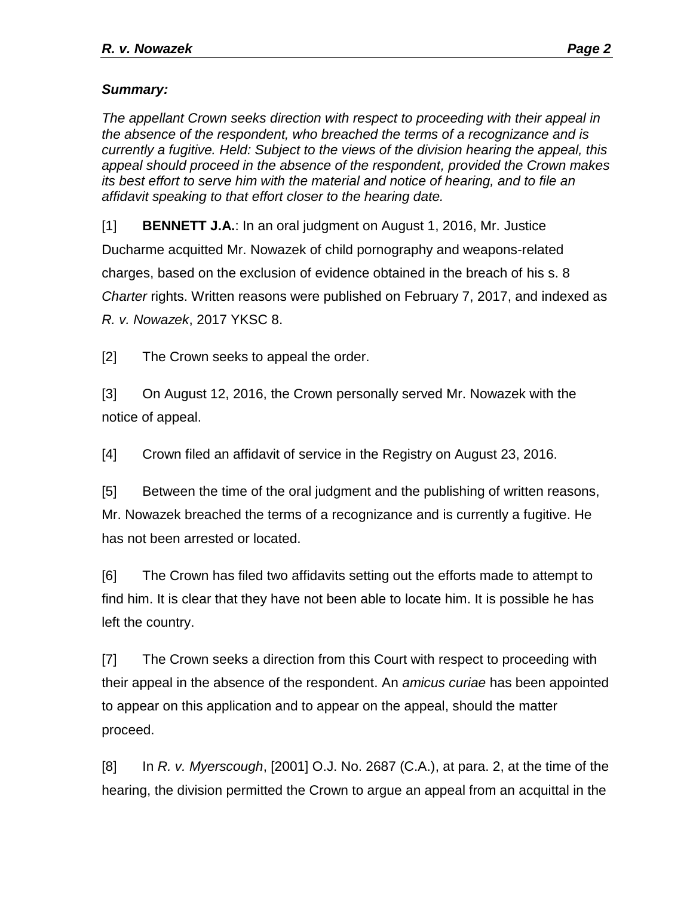***Summary:***

*The appellant Crown seeks direction with respect to proceeding with their appeal in the absence of the respondent, who breached the terms of a recognizance and is currently a fugitive. Held: Subject to the views of the division hearing the appeal, this appeal should proceed in the absence of the respondent, provided the Crown makes its best effort to serve him with the material and notice of hearing, and to file an affidavit speaking to that effort closer to the hearing date.*

[1] **BENNETT J.A.**: In an oral judgment on August 1, 2016, Mr. Justice Ducharme acquitted Mr. Nowazek of child pornography and weapons-related charges, based on the exclusion of evidence obtained in the breach of his s. 8 *Charter* rights. Written reasons were published on February 7, 2017, and indexed as *R. v. Nowazek*, 2017 YKSC 8.

[2] The Crown seeks to appeal the order.

[3] On August 12, 2016, the Crown personally served Mr. Nowazek with the notice of appeal.

[4] Crown filed an affidavit of service in the Registry on August 23, 2016.

[5] Between the time of the oral judgment and the publishing of written reasons, Mr. Nowazek breached the terms of a recognizance and is currently a fugitive. He has not been arrested or located.

[6] The Crown has filed two affidavits setting out the efforts made to attempt to find him. It is clear that they have not been able to locate him. It is possible he has left the country.

[7] The Crown seeks a direction from this Court with respect to proceeding with their appeal in the absence of the respondent. An *amicus curiae* has been appointed to appear on this application and to appear on the appeal, should the matter proceed.

[8] In *R. v. Myerscough*, [2001] O.J. No. 2687 (C.A.), at para. 2, at the time of the hearing, the division permitted the Crown to argue an appeal from an acquittal in the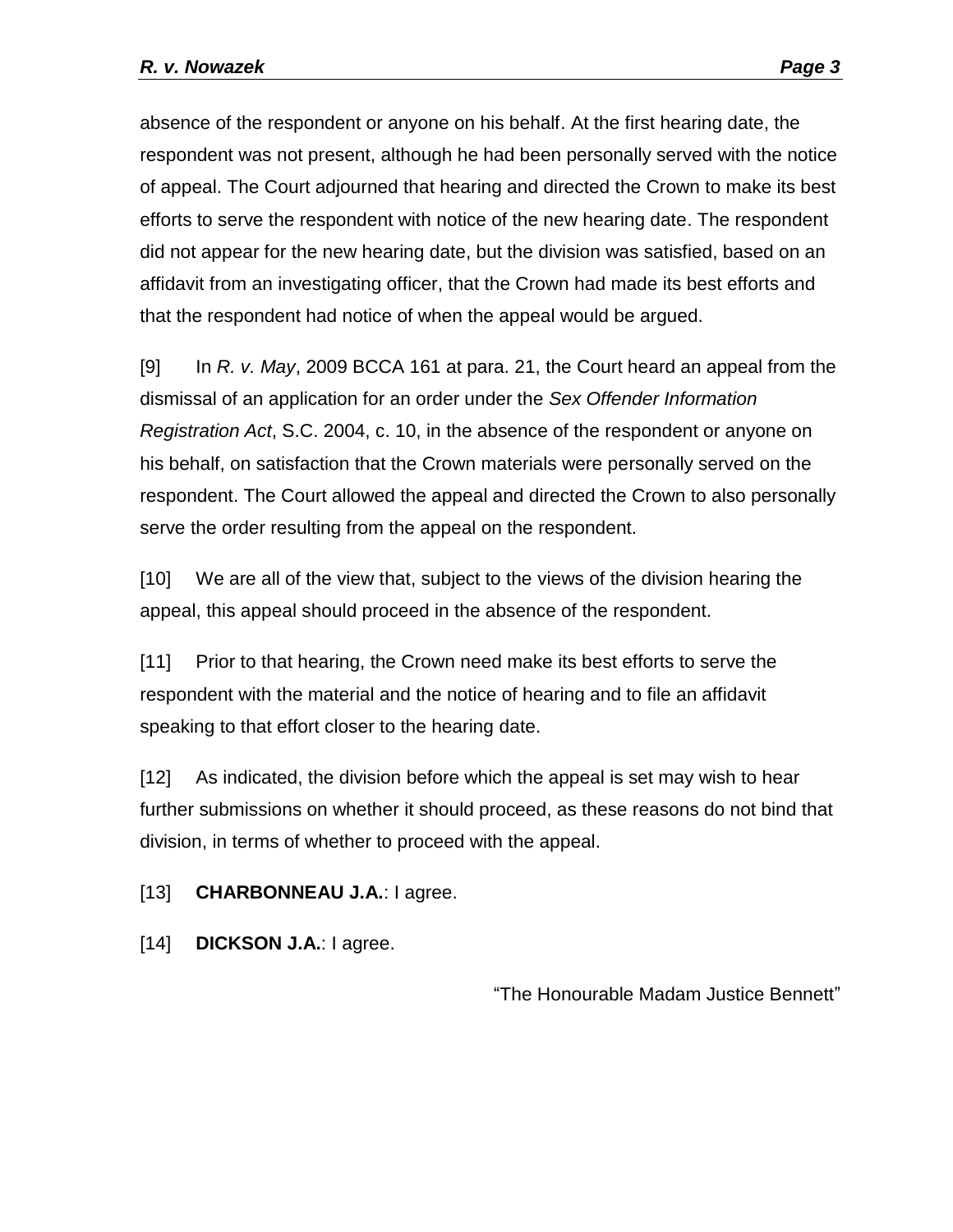absence of the respondent or anyone on his behalf. At the first hearing date, the respondent was not present, although he had been personally served with the notice of appeal. The Court adjourned that hearing and directed the Crown to make its best efforts to serve the respondent with notice of the new hearing date. The respondent did not appear for the new hearing date, but the division was satisfied, based on an affidavit from an investigating officer, that the Crown had made its best efforts and that the respondent had notice of when the appeal would be argued.

[9] In *R. v. May*, 2009 BCCA 161 at para. 21, the Court heard an appeal from the dismissal of an application for an order under the *Sex Offender Information Registration Act*, S.C. 2004, c. 10, in the absence of the respondent or anyone on his behalf, on satisfaction that the Crown materials were personally served on the respondent. The Court allowed the appeal and directed the Crown to also personally serve the order resulting from the appeal on the respondent.

[10] We are all of the view that, subject to the views of the division hearing the appeal, this appeal should proceed in the absence of the respondent.

[11] Prior to that hearing, the Crown need make its best efforts to serve the respondent with the material and the notice of hearing and to file an affidavit speaking to that effort closer to the hearing date.

[12] As indicated, the division before which the appeal is set may wish to hear further submissions on whether it should proceed, as these reasons do not bind that division, in terms of whether to proceed with the appeal.

[13] **CHARBONNEAU J.A.**: I agree.

[14] **DICKSON J.A.**: I agree.

"The Honourable Madam Justice Bennett"